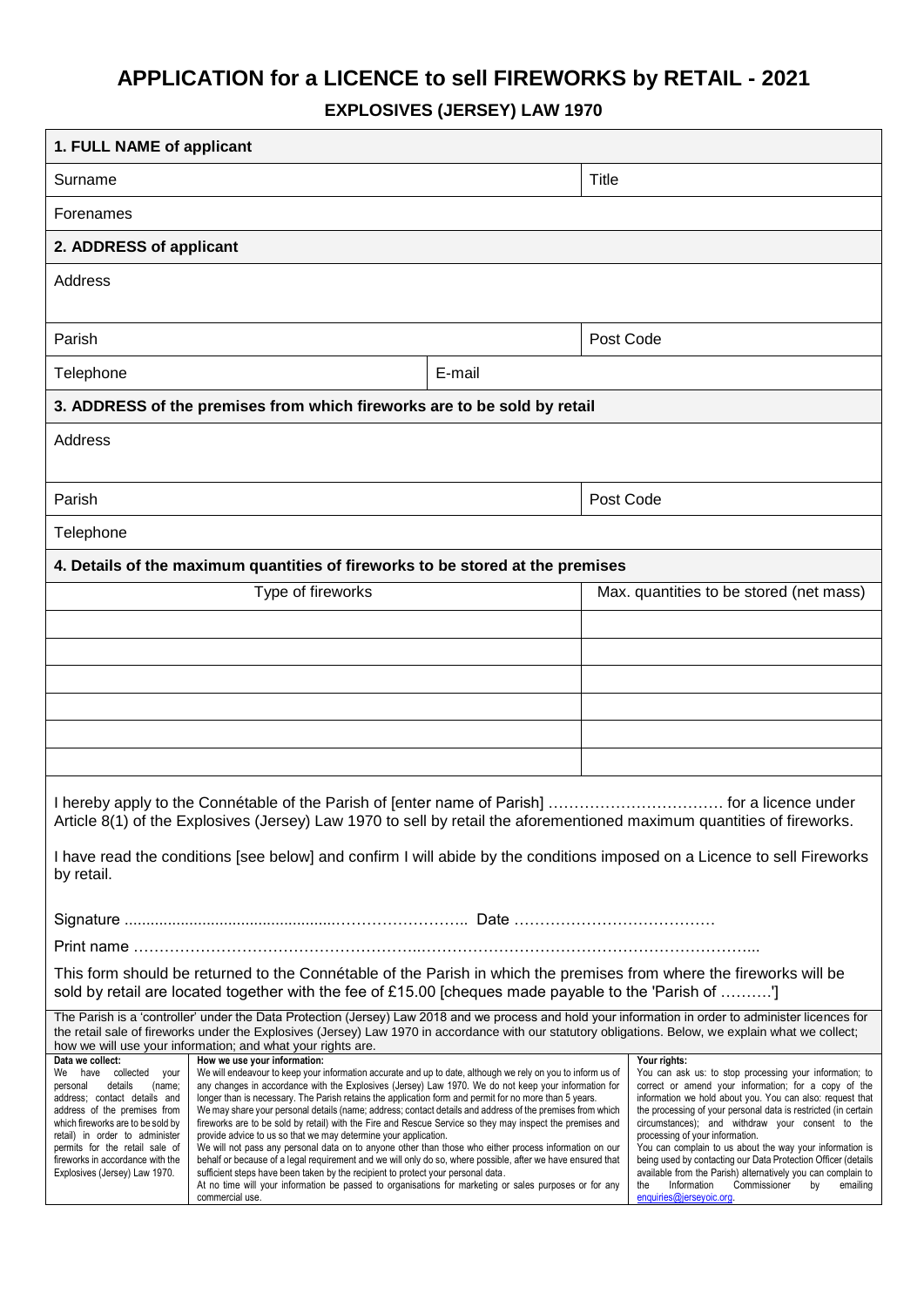# APPLICATION for a LICENCE to sell FIREWORKS by RETAIL - 2021

## EXPLOSIVES (JERSEY) LAW 1970

| **1. FULL NAME of applicant** | | |
|---|---|---|
| Surname | | Title |
| Forenames | | |
| **2. ADDRESS of applicant** | | |
| Address | | |
| Parish | | Post Code |
| Telephone | E-mail | |
| **3. ADDRESS of the premises from which fireworks are to be sold by retail** | | |
| Address | | |
| Parish | | Post Code |
| Telephone | | |

**4. Details of the maximum quantities of fireworks to be stored at the premises**

| Type of fireworks | Max. quantities to be stored (net mass) |
|---|---|
| | |
| | |
| | |
| | |
| | |
| | |

I hereby apply to the Connétable of the Parish of [enter name of Parish] …………………………… for a licence under Article 8(1) of the Explosives (Jersey) Law 1970 to sell by retail the aforementioned maximum quantities of fireworks.

I have read the conditions [see below] and confirm I will abide by the conditions imposed on a Licence to sell Fireworks by retail.

Signature ................................................…………………….. Date …………………………………

Print name ……………………………………………..…………………………………………………….....

This form should be returned to the Connétable of the Parish in which the premises from where the fireworks will be sold by retail are located together with the fee of £15.00 [cheques made payable to the 'Parish of ……….']

The Parish is a 'controller' under the Data Protection (Jersey) Law 2018 and we process and hold your information in order to administer licences for the retail sale of fireworks under the Explosives (Jersey) Law 1970 in accordance with our statutory obligations. Below, we explain what we collect; how we will use your information; and what your rights are.

**Data we collect:**
We have collected your personal details (name; address; contact details and address of the premises from which fireworks are to be sold by retail) in order to administer permits for the retail sale of fireworks in accordance with the Explosives (Jersey) Law 1970.

**How we use your information:**
We will endeavour to keep your information accurate and up to date, although we rely on you to inform us of any changes in accordance with the Explosives (Jersey) Law 1970. We do not keep your information for longer than is necessary. The Parish retains the application form and permit for no more than 5 years.
We may share your personal details (name; address; contact details and address of the premises from which fireworks are to be sold by retail) with the Fire and Rescue Service so they may inspect the premises and provide advice to us so that we may determine your application.
We will not pass any personal data on to anyone other than those who either process information on our behalf or because of a legal requirement and we will only do so, where possible, after we have ensured that sufficient steps have been taken by the recipient to protect your personal data.
At no time will your information be passed to organisations for marketing or sales purposes or for any commercial use.

**Your rights:**
You can ask us: to stop processing your information; to correct or amend your information; for a copy of the information we hold about you. You can also: request that the processing of your personal data is restricted (in certain circumstances); and withdraw your consent to the processing of your information.
You can complain to us about the way your information is being used by contacting our Data Protection Officer (details available from the Parish) alternatively you can complain to the Information Commissioner by emailing enquiries@jerseyoic.org.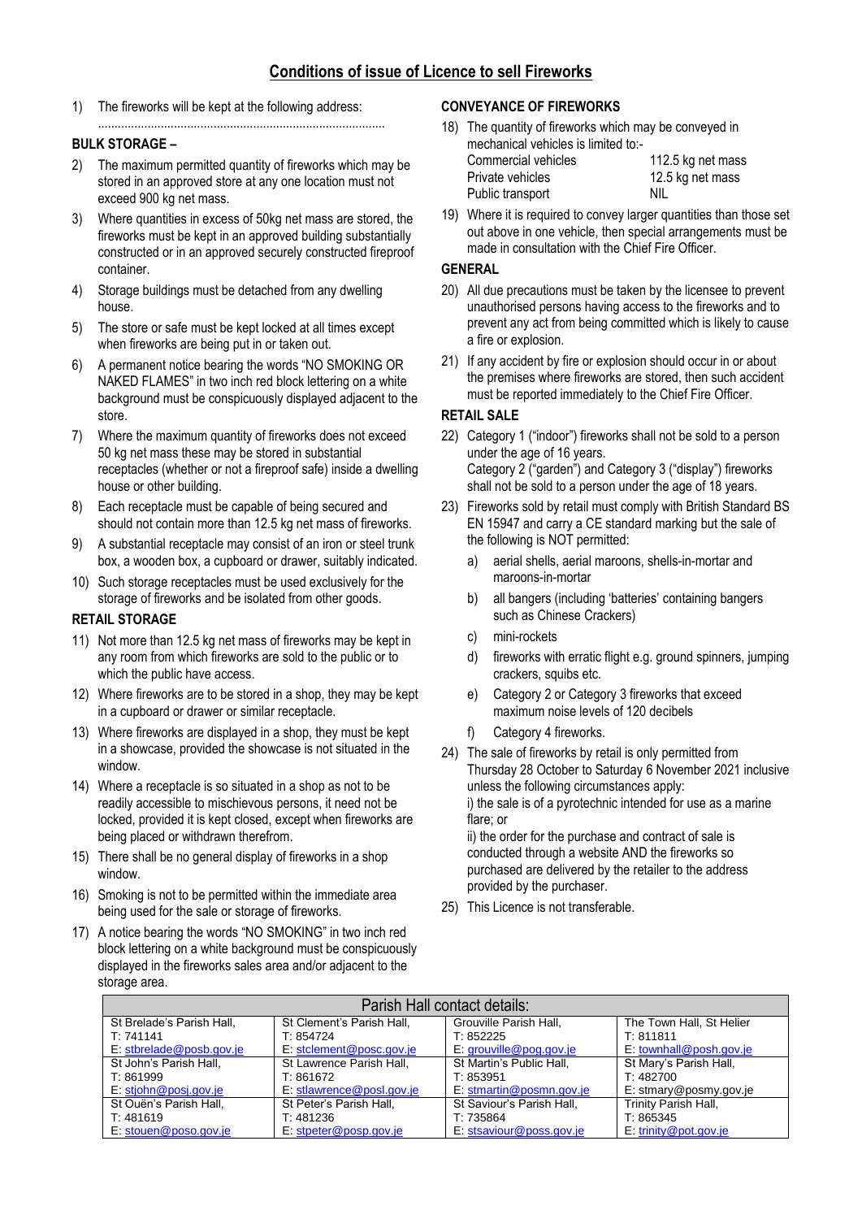# Conditions of issue of Licence to sell Fireworks

1) The fireworks will be kept at the following address:

.......................................................................................

**BULK STORAGE –**

2) The maximum permitted quantity of fireworks which may be stored in an approved store at any one location must not exceed 900 kg net mass.

3) Where quantities in excess of 50kg net mass are stored, the fireworks must be kept in an approved building substantially constructed or in an approved securely constructed fireproof container.

4) Storage buildings must be detached from any dwelling house.

5) The store or safe must be kept locked at all times except when fireworks are being put in or taken out.

6) A permanent notice bearing the words "NO SMOKING OR NAKED FLAMES" in two inch red block lettering on a white background must be conspicuously displayed adjacent to the store.

7) Where the maximum quantity of fireworks does not exceed 50 kg net mass these may be stored in substantial receptacles (whether or not a fireproof safe) inside a dwelling house or other building.

8) Each receptacle must be capable of being secured and should not contain more than 12.5 kg net mass of fireworks.

9) A substantial receptacle may consist of an iron or steel trunk box, a wooden box, a cupboard or drawer, suitably indicated.

10) Such storage receptacles must be used exclusively for the storage of fireworks and be isolated from other goods.

**RETAIL STORAGE**

11) Not more than 12.5 kg net mass of fireworks may be kept in any room from which fireworks are sold to the public or to which the public have access.

12) Where fireworks are to be stored in a shop, they may be kept in a cupboard or drawer or similar receptacle.

13) Where fireworks are displayed in a shop, they must be kept in a showcase, provided the showcase is not situated in the window.

14) Where a receptacle is so situated in a shop as not to be readily accessible to mischievous persons, it need not be locked, provided it is kept closed, except when fireworks are being placed or withdrawn therefrom.

15) There shall be no general display of fireworks in a shop window.

16) Smoking is not to be permitted within the immediate area being used for the sale or storage of fireworks.

17) A notice bearing the words "NO SMOKING" in two inch red block lettering on a white background must be conspicuously displayed in the fireworks sales area and/or adjacent to the storage area.

**CONVEYANCE OF FIREWORKS**

18) The quantity of fireworks which may be conveyed in mechanical vehicles is limited to:-

| | |
|---|---|
| Commercial vehicles | 112.5 kg net mass |
| Private vehicles | 12.5 kg net mass |
| Public transport | NIL |

19) Where it is required to convey larger quantities than those set out above in one vehicle, then special arrangements must be made in consultation with the Chief Fire Officer.

**GENERAL**

20) All due precautions must be taken by the licensee to prevent unauthorised persons having access to the fireworks and to prevent any act from being committed which is likely to cause a fire or explosion.

21) If any accident by fire or explosion should occur in or about the premises where fireworks are stored, then such accident must be reported immediately to the Chief Fire Officer.

**RETAIL SALE**

22) Category 1 ("indoor") fireworks shall not be sold to a person under the age of 16 years.
Category 2 ("garden") and Category 3 ("display") fireworks shall not be sold to a person under the age of 18 years.

23) Fireworks sold by retail must comply with British Standard BS EN 15947 and carry a CE standard marking but the sale of the following is NOT permitted:

   a) aerial shells, aerial maroons, shells-in-mortar and maroons-in-mortar
   b) all bangers (including 'batteries' containing bangers such as Chinese Crackers)
   c) mini-rockets
   d) fireworks with erratic flight e.g. ground spinners, jumping crackers, squibs etc.
   e) Category 2 or Category 3 fireworks that exceed maximum noise levels of 120 decibels
   f) Category 4 fireworks.

24) The sale of fireworks by retail is only permitted from Thursday 28 October to Saturday 6 November 2021 inclusive unless the following circumstances apply:
i) the sale is of a pyrotechnic intended for use as a marine flare; or
ii) the order for the purchase and contract of sale is conducted through a website AND the fireworks so purchased are delivered by the retailer to the address provided by the purchaser.

25) This Licence is not transferable.

| Parish Hall contact details: | | | |
|---|---|---|---|
| St Brelade's Parish Hall,<br>T: 741141<br>E: stbrelade@posb.gov.je | St Clement's Parish Hall,<br>T: 854724<br>E: stclement@posc.gov.je | Grouville Parish Hall,<br>T: 852225<br>E: grouville@pog.gov.je | The Town Hall, St Helier<br>T: 811811<br>E: townhall@posh.gov.je |
| St John's Parish Hall,<br>T: 861999<br>E: stjohn@posj.gov.je | St Lawrence Parish Hall,<br>T: 861672<br>E: stlawrence@posl.gov.je | St Martin's Public Hall,<br>T: 853951<br>E: stmartin@posmn.gov.je | St Mary's Parish Hall,<br>T: 482700<br>E: stmary@posmy.gov.je |
| St Ouën's Parish Hall,<br>T: 481619<br>E: stouen@poso.gov.je | St Peter's Parish Hall,<br>T: 481236<br>E: stpeter@posp.gov.je | St Saviour's Parish Hall,<br>T: 735864<br>E: stsaviour@poss.gov.je | Trinity Parish Hall,<br>T: 865345<br>E: trinity@pot.gov.je |